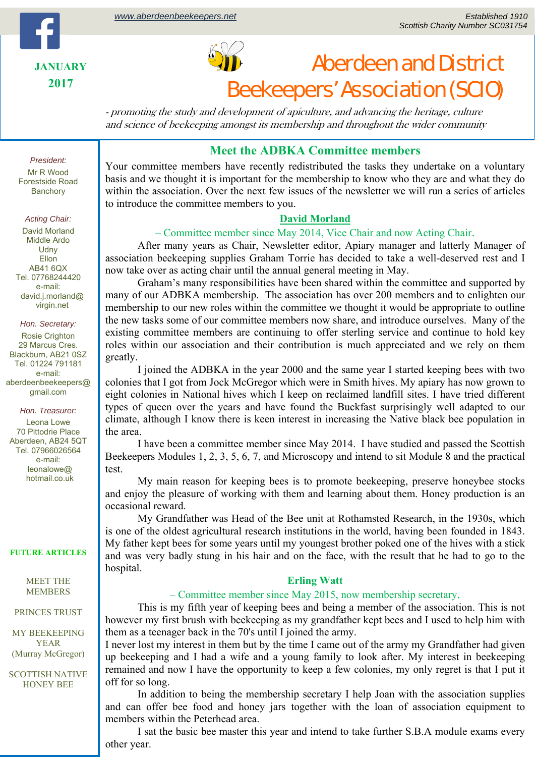www.aberdeenbeekeepers.net

Established 1910
Scottish Charity Number SC031754

**JANUARY 2017**

# Aberdeen and District Beekeepers' Association (SCIO)

*- promoting the study and development of apiculture, and advancing the heritage, culture and science of beekeeping amongst its membership and throughout the wider community*

## Meet the ADBKA Committee members

Your committee members have recently redistributed the tasks they undertake on a voluntary basis and we thought it is important for the membership to know who they are and what they do within the association. Over the next few issues of the newsletter we will run a series of articles to introduce the committee members to you.

### David Morland

– Committee member since May 2014, Vice Chair and now Acting Chair.

After many years as Chair, Newsletter editor, Apiary manager and latterly Manager of association beekeeping supplies Graham Torrie has decided to take a well-deserved rest and I now take over as acting chair until the annual general meeting in May.

Graham's many responsibilities have been shared within the committee and supported by many of our ADBKA membership. The association has over 200 members and to enlighten our membership to our new roles within the committee we thought it would be appropriate to outline the new tasks some of our committee members now share, and introduce ourselves. Many of the existing committee members are continuing to offer sterling service and continue to hold key roles within our association and their contribution is much appreciated and we rely on them greatly.

I joined the ADBKA in the year 2000 and the same year I started keeping bees with two colonies that I got from Jock McGregor which were in Smith hives. My apiary has now grown to eight colonies in National hives which I keep on reclaimed landfill sites. I have tried different types of queen over the years and have found the Buckfast surprisingly well adapted to our climate, although I know there is keen interest in increasing the Native black bee population in the area.

I have been a committee member since May 2014. I have studied and passed the Scottish Beekeepers Modules 1, 2, 3, 5, 6, 7, and Microscopy and intend to sit Module 8 and the practical test.

My main reason for keeping bees is to promote beekeeping, preserve honeybee stocks and enjoy the pleasure of working with them and learning about them. Honey production is an occasional reward.

My Grandfather was Head of the Bee unit at Rothamsted Research, in the 1930s, which is one of the oldest agricultural research institutions in the world, having been founded in 1843. My father kept bees for some years until my youngest brother poked one of the hives with a stick and was very badly stung in his hair and on the face, with the result that he had to go to the hospital.

### Erling Watt

– Committee member since May 2015, now membership secretary.

This is my fifth year of keeping bees and being a member of the association. This is not however my first brush with beekeeping as my grandfather kept bees and I used to help him with them as a teenager back in the 70's until I joined the army.
I never lost my interest in them but by the time I came out of the army my Grandfather had given up beekeeping and I had a wife and a young family to look after. My interest in beekeeping remained and now I have the opportunity to keep a few colonies, my only regret is that I put it off for so long.

In addition to being the membership secretary I help Joan with the association supplies and can offer bee food and honey jars together with the loan of association equipment to members within the Peterhead area.

I sat the basic bee master this year and intend to take further S.B.A module exams every other year.

---

*President:*
Mr R Wood
Forestside Road
Banchory

*Acting Chair:*
David Morland
Middle Ardo
Udny
Ellon
AB41 6QX
Tel. 07768244420
e-mail:
david.j.morland@virgin.net

*Hon. Secretary:*
Rosie Crighton
29 Marcus Cres.
Blackburn, AB21 0SZ
Tel. 01224 791181
e-mail:
aberdeenbeekeepers@gmail.com

*Hon. Treasurer:*
Leona Lowe
70 Pittodrie Place
Aberdeen, AB24 5QT
Tel. 07966026564
e-mail:
leonalowe@hotmail.co.uk

**FUTURE ARTICLES**

MEET THE MEMBERS

PRINCES TRUST

MY BEEKEEPING YEAR (Murray McGregor)

SCOTTISH NATIVE HONEY BEE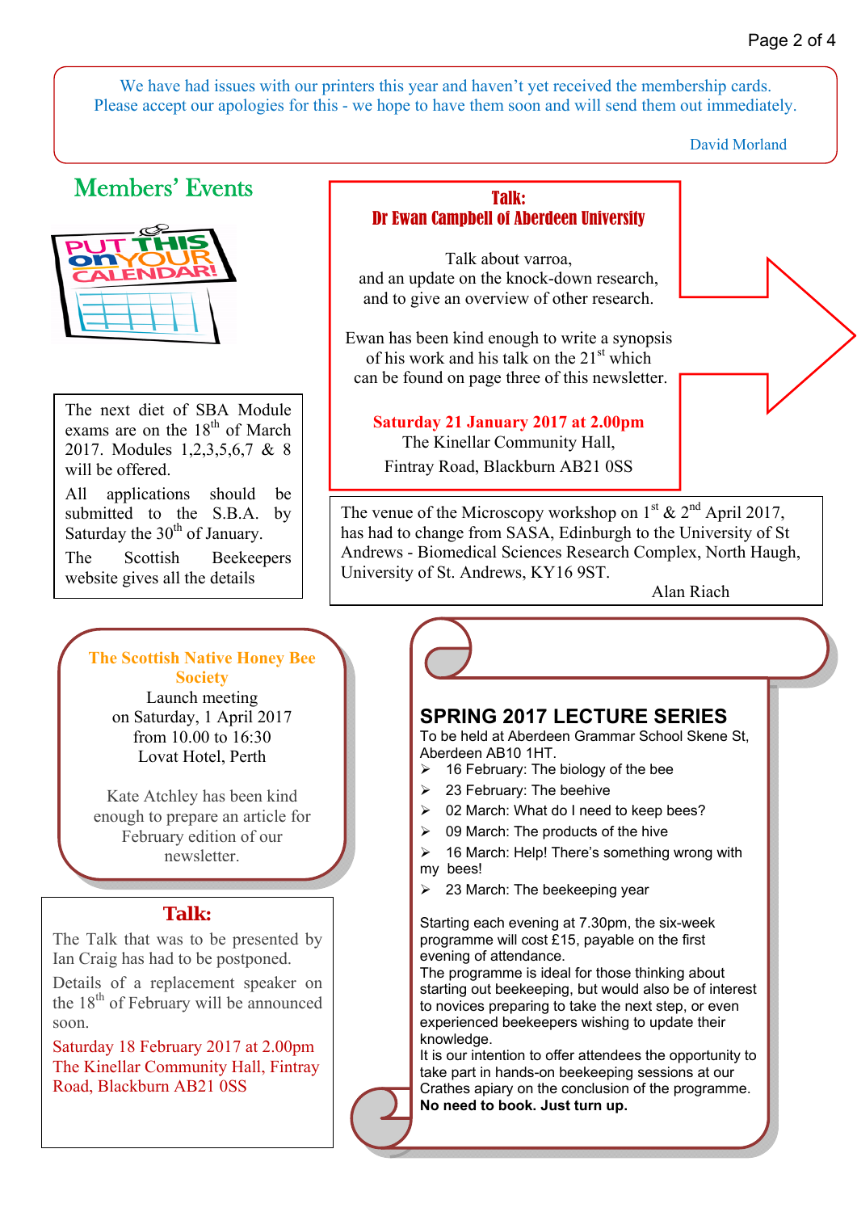We have had issues with our printers this year and haven't yet received the membership cards. Please accept our apologies for this - we hope to have them soon and will send them out immediately.

David Morland

## Members' Events

PUT THIS ON YOUR CALENDAR!

The next diet of SBA Module exams are on the 18th of March 2017. Modules 1,2,3,5,6,7 & 8 will be offered.

All applications should be submitted to the S.B.A. by Saturday the 30th of January.

The Scottish Beekeepers website gives all the details

### Talk:
### Dr Ewan Campbell of Aberdeen University

Talk about varroa, and an update on the knock-down research, and to give an overview of other research.

Ewan has been kind enough to write a synopsis of his work and his talk on the 21st which can be found on page three of this newsletter.

**Saturday 21 January 2017 at 2.00pm**
The Kinellar Community Hall,
Fintray Road, Blackburn AB21 0SS

The venue of the Microscopy workshop on 1st & 2nd April 2017, has had to change from SASA, Edinburgh to the University of St Andrews - Biomedical Sciences Research Complex, North Haugh, University of St. Andrews, KY16 9ST.

Alan Riach

### The Scottish Native Honey Bee Society

Launch meeting
on Saturday, 1 April 2017
from 10.00 to 16:30
Lovat Hotel, Perth

Kate Atchley has been kind enough to prepare an article for February edition of our newsletter.

### Talk:

The Talk that was to be presented by Ian Craig has had to be postponed.

Details of a replacement speaker on the 18th of February will be announced soon.

Saturday 18 February 2017 at 2.00pm
The Kinellar Community Hall, Fintray Road, Blackburn AB21 0SS

## SPRING 2017 LECTURE SERIES

To be held at Aberdeen Grammar School Skene St, Aberdeen AB10 1HT.

- 16 February: The biology of the bee
- 23 February: The beehive
- 02 March: What do I need to keep bees?
- 09 March: The products of the hive
- 16 March: Help! There's something wrong with my bees!
- 23 March: The beekeeping year

Starting each evening at 7.30pm, the six-week programme will cost £15, payable on the first evening of attendance.

The programme is ideal for those thinking about starting out beekeeping, but would also be of interest to novices preparing to take the next step, or even experienced beekeepers wishing to update their knowledge.

It is our intention to offer attendees the opportunity to take part in hands-on beekeeping sessions at our Crathes apiary on the conclusion of the programme.

**No need to book. Just turn up.**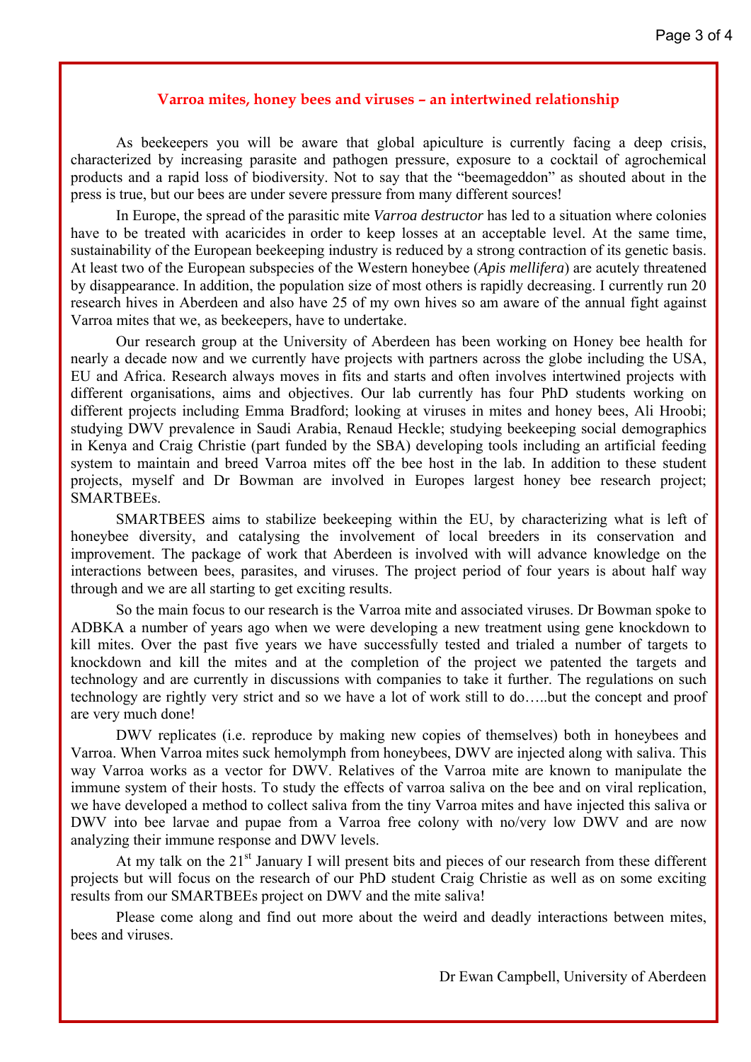## Varroa mites, honey bees and viruses – an intertwined relationship

As beekeepers you will be aware that global apiculture is currently facing a deep crisis, characterized by increasing parasite and pathogen pressure, exposure to a cocktail of agrochemical products and a rapid loss of biodiversity. Not to say that the "beemageddon" as shouted about in the press is true, but our bees are under severe pressure from many different sources!

In Europe, the spread of the parasitic mite *Varroa destructor* has led to a situation where colonies have to be treated with acaricides in order to keep losses at an acceptable level. At the same time, sustainability of the European beekeeping industry is reduced by a strong contraction of its genetic basis. At least two of the European subspecies of the Western honeybee (*Apis mellifera*) are acutely threatened by disappearance. In addition, the population size of most others is rapidly decreasing. I currently run 20 research hives in Aberdeen and also have 25 of my own hives so am aware of the annual fight against Varroa mites that we, as beekeepers, have to undertake.

Our research group at the University of Aberdeen has been working on Honey bee health for nearly a decade now and we currently have projects with partners across the globe including the USA, EU and Africa. Research always moves in fits and starts and often involves intertwined projects with different organisations, aims and objectives. Our lab currently has four PhD students working on different projects including Emma Bradford; looking at viruses in mites and honey bees, Ali Hroobi; studying DWV prevalence in Saudi Arabia, Renaud Heckle; studying beekeeping social demographics in Kenya and Craig Christie (part funded by the SBA) developing tools including an artificial feeding system to maintain and breed Varroa mites off the bee host in the lab. In addition to these student projects, myself and Dr Bowman are involved in Europes largest honey bee research project; SMARTBEEs.

SMARTBEES aims to stabilize beekeeping within the EU, by characterizing what is left of honeybee diversity, and catalysing the involvement of local breeders in its conservation and improvement. The package of work that Aberdeen is involved with will advance knowledge on the interactions between bees, parasites, and viruses. The project period of four years is about half way through and we are all starting to get exciting results.

So the main focus to our research is the Varroa mite and associated viruses. Dr Bowman spoke to ADBKA a number of years ago when we were developing a new treatment using gene knockdown to kill mites. Over the past five years we have successfully tested and trialed a number of targets to knockdown and kill the mites and at the completion of the project we patented the targets and technology and are currently in discussions with companies to take it further. The regulations on such technology are rightly very strict and so we have a lot of work still to do…..but the concept and proof are very much done!

DWV replicates (i.e. reproduce by making new copies of themselves) both in honeybees and Varroa. When Varroa mites suck hemolymph from honeybees, DWV are injected along with saliva. This way Varroa works as a vector for DWV. Relatives of the Varroa mite are known to manipulate the immune system of their hosts. To study the effects of varroa saliva on the bee and on viral replication, we have developed a method to collect saliva from the tiny Varroa mites and have injected this saliva or DWV into bee larvae and pupae from a Varroa free colony with no/very low DWV and are now analyzing their immune response and DWV levels.

At my talk on the 21st January I will present bits and pieces of our research from these different projects but will focus on the research of our PhD student Craig Christie as well as on some exciting results from our SMARTBEEs project on DWV and the mite saliva!

Please come along and find out more about the weird and deadly interactions between mites, bees and viruses.

Dr Ewan Campbell, University of Aberdeen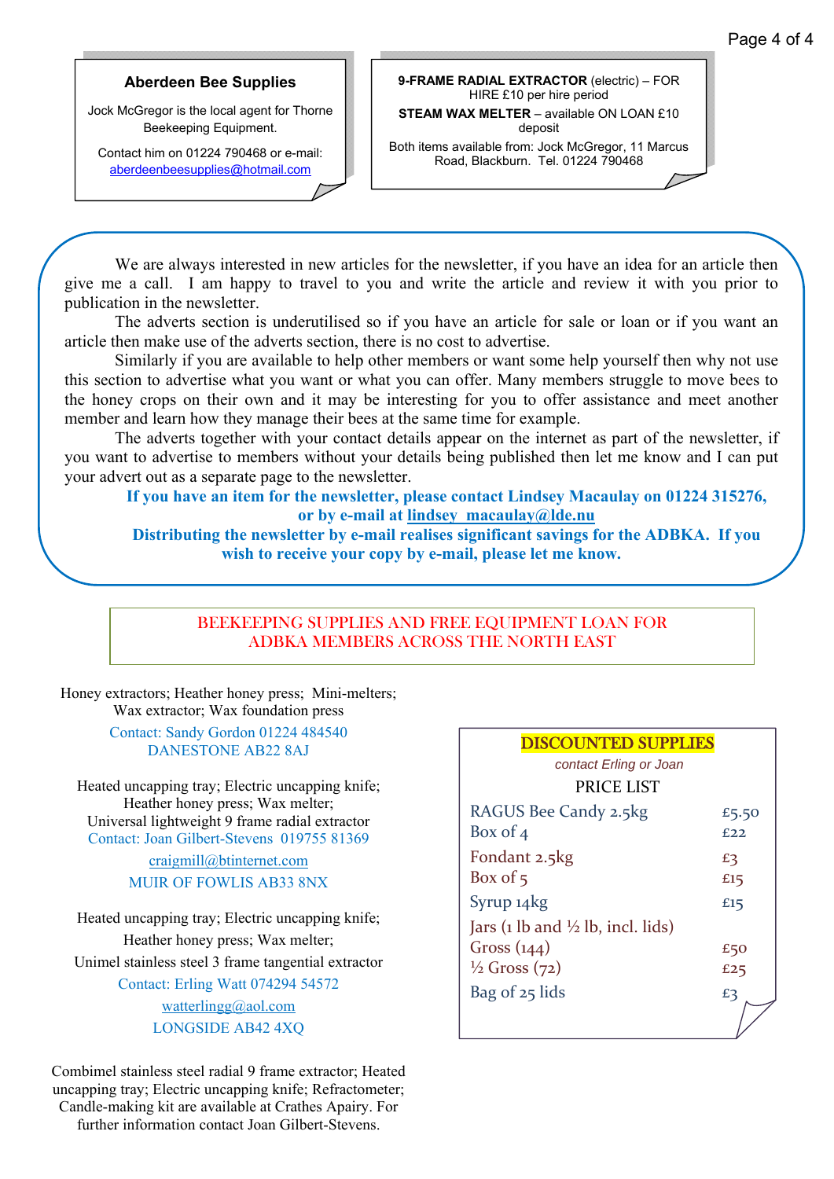## Aberdeen Bee Supplies

Jock McGregor is the local agent for Thorne Beekeeping Equipment.

Contact him on 01224 790468 or e-mail: aberdeenbeesupplies@hotmail.com

**9-FRAME RADIAL EXTRACTOR** (electric) – FOR HIRE £10 per hire period

**STEAM WAX MELTER** – available ON LOAN £10 deposit

Both items available from: Jock McGregor, 11 Marcus Road, Blackburn. Tel. 01224 790468

We are always interested in new articles for the newsletter, if you have an idea for an article then give me a call. I am happy to travel to you and write the article and review it with you prior to publication in the newsletter.

The adverts section is underutilised so if you have an article for sale or loan or if you want an article then make use of the adverts section, there is no cost to advertise.

Similarly if you are available to help other members or want some help yourself then why not use this section to advertise what you want or what you can offer. Many members struggle to move bees to the honey crops on their own and it may be interesting for you to offer assistance and meet another member and learn how they manage their bees at the same time for example.

The adverts together with your contact details appear on the internet as part of the newsletter, if you want to advertise to members without your details being published then let me know and I can put your advert out as a separate page to the newsletter.

**If you have an item for the newsletter, please contact Lindsey Macaulay on 01224 315276, or by e-mail at lindsey_macaulay@lde.nu**

**Distributing the newsletter by e-mail realises significant savings for the ADBKA. If you wish to receive your copy by e-mail, please let me know.**

## BEEKEEPING SUPPLIES AND FREE EQUIPMENT LOAN FOR ADBKA MEMBERS ACROSS THE NORTH EAST

Honey extractors; Heather honey press; Mini-melters; Wax extractor; Wax foundation press
Contact: Sandy Gordon 01224 484540
DANESTONE AB22 8AJ

Heated uncapping tray; Electric uncapping knife; Heather honey press; Wax melter; Universal lightweight 9 frame radial extractor
Contact: Joan Gilbert-Stevens 019755 81369
craigmill@btinternet.com
MUIR OF FOWLIS AB33 8NX

Heated uncapping tray; Electric uncapping knife; Heather honey press; Wax melter; Unimel stainless steel 3 frame tangential extractor
Contact: Erling Watt 074294 54572
watterlingg@aol.com
LONGSIDE AB42 4XQ

Combimel stainless steel radial 9 frame extractor; Heated uncapping tray; Electric uncapping knife; Refractometer; Candle-making kit are available at Crathes Apairy. For further information contact Joan Gilbert-Stevens.

## DISCOUNTED SUPPLIES

*contact Erling or Joan*

PRICE LIST

| | |
|---|---|
| RAGUS Bee Candy 2.5kg | £5.50 |
| Box of 4 | £22 |
| Fondant 2.5kg | £3 |
| Box of 5 | £15 |
| Syrup 14kg | £15 |
| Jars (1 lb and ½ lb, incl. lids) | |
| Gross (144) | £50 |
| ½ Gross (72) | £25 |
| Bag of 25 lids | £3 |